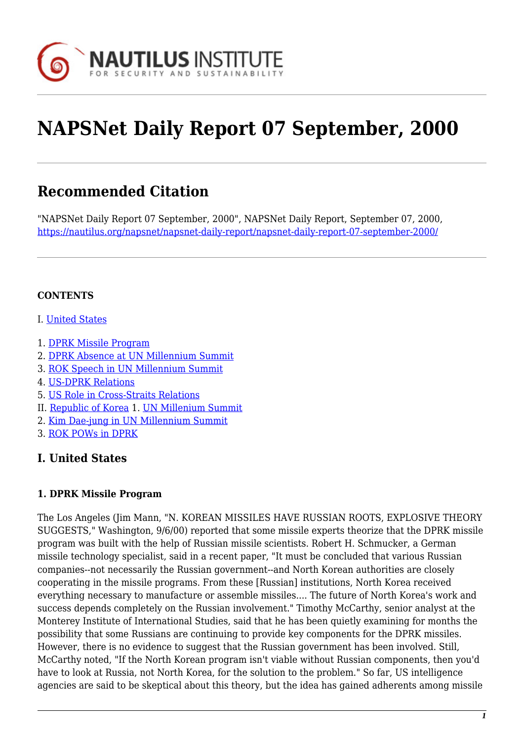# NAPSNet Daily Report 07 September, 2000

## Recommended Citation

"NAPSNet Daily Report 07 September, 2000", NAPSNet Daily Report, September 07, 2000, https://nautilus.org/napsnet/napsnet-daily-report/napsnet-daily-report-07-september-2000/

**CONTENTS**

I. United States

1. DPRK Missile Program
2. DPRK Absence at UN Millennium Summit
3. ROK Speech in UN Millennium Summit
4. US-DPRK Relations
5. US Role in Cross-Straits Relations

II. Republic of Korea 1. UN Millenium Summit
2. Kim Dae-jung in UN Millennium Summit
3. ROK POWs in DPRK

## I. United States

### 1. DPRK Missile Program

The Los Angeles (Jim Mann, "N. KOREAN MISSILES HAVE RUSSIAN ROOTS, EXPLOSIVE THEORY SUGGESTS," Washington, 9/6/00) reported that some missile experts theorize that the DPRK missile program was built with the help of Russian missile scientists. Robert H. Schmucker, a German missile technology specialist, said in a recent paper, "It must be concluded that various Russian companies--not necessarily the Russian government--and North Korean authorities are closely cooperating in the missile programs. From these [Russian] institutions, North Korea received everything necessary to manufacture or assemble missiles.... The future of North Korea's work and success depends completely on the Russian involvement." Timothy McCarthy, senior analyst at the Monterey Institute of International Studies, said that he has been quietly examining for months the possibility that some Russians are continuing to provide key components for the DPRK missiles. However, there is no evidence to suggest that the Russian government has been involved. Still, McCarthy noted, "If the North Korean program isn't viable without Russian components, then you'd have to look at Russia, not North Korea, for the solution to the problem." So far, US intelligence agencies are said to be skeptical about this theory, but the idea has gained adherents among missile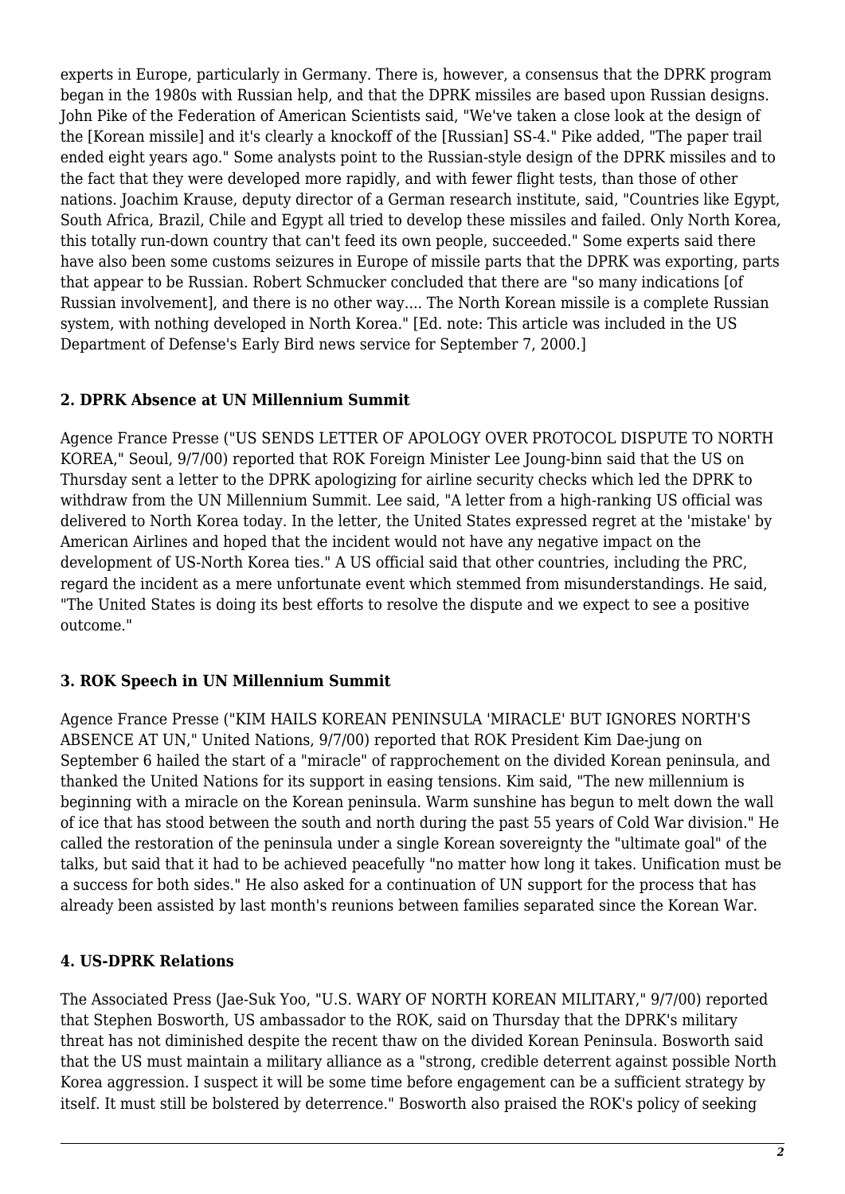experts in Europe, particularly in Germany. There is, however, a consensus that the DPRK program began in the 1980s with Russian help, and that the DPRK missiles are based upon Russian designs. John Pike of the Federation of American Scientists said, "We've taken a close look at the design of the [Korean missile] and it's clearly a knockoff of the [Russian] SS-4." Pike added, "The paper trail ended eight years ago." Some analysts point to the Russian-style design of the DPRK missiles and to the fact that they were developed more rapidly, and with fewer flight tests, than those of other nations. Joachim Krause, deputy director of a German research institute, said, "Countries like Egypt, South Africa, Brazil, Chile and Egypt all tried to develop these missiles and failed. Only North Korea, this totally run-down country that can't feed its own people, succeeded." Some experts said there have also been some customs seizures in Europe of missile parts that the DPRK was exporting, parts that appear to be Russian. Robert Schmucker concluded that there are "so many indications [of Russian involvement], and there is no other way.... The North Korean missile is a complete Russian system, with nothing developed in North Korea." [Ed. note: This article was included in the US Department of Defense's Early Bird news service for September 7, 2000.]

### 2. DPRK Absence at UN Millennium Summit

Agence France Presse ("US SENDS LETTER OF APOLOGY OVER PROTOCOL DISPUTE TO NORTH KOREA," Seoul, 9/7/00) reported that ROK Foreign Minister Lee Joung-binn said that the US on Thursday sent a letter to the DPRK apologizing for airline security checks which led the DPRK to withdraw from the UN Millennium Summit. Lee said, "A letter from a high-ranking US official was delivered to North Korea today. In the letter, the United States expressed regret at the 'mistake' by American Airlines and hoped that the incident would not have any negative impact on the development of US-North Korea ties." A US official said that other countries, including the PRC, regard the incident as a mere unfortunate event which stemmed from misunderstandings. He said, "The United States is doing its best efforts to resolve the dispute and we expect to see a positive outcome."

### 3. ROK Speech in UN Millennium Summit

Agence France Presse ("KIM HAILS KOREAN PENINSULA 'MIRACLE' BUT IGNORES NORTH'S ABSENCE AT UN," United Nations, 9/7/00) reported that ROK President Kim Dae-jung on September 6 hailed the start of a "miracle" of rapprochement on the divided Korean peninsula, and thanked the United Nations for its support in easing tensions. Kim said, "The new millennium is beginning with a miracle on the Korean peninsula. Warm sunshine has begun to melt down the wall of ice that has stood between the south and north during the past 55 years of Cold War division." He called the restoration of the peninsula under a single Korean sovereignty the "ultimate goal" of the talks, but said that it had to be achieved peacefully "no matter how long it takes. Unification must be a success for both sides." He also asked for a continuation of UN support for the process that has already been assisted by last month's reunions between families separated since the Korean War.

### 4. US-DPRK Relations

The Associated Press (Jae-Suk Yoo, "U.S. WARY OF NORTH KOREAN MILITARY," 9/7/00) reported that Stephen Bosworth, US ambassador to the ROK, said on Thursday that the DPRK's military threat has not diminished despite the recent thaw on the divided Korean Peninsula. Bosworth said that the US must maintain a military alliance as a "strong, credible deterrent against possible North Korea aggression. I suspect it will be some time before engagement can be a sufficient strategy by itself. It must still be bolstered by deterrence." Bosworth also praised the ROK's policy of seeking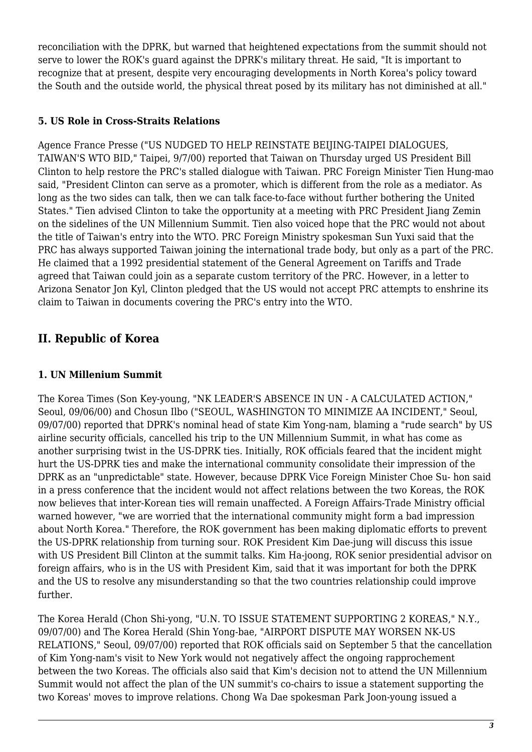reconciliation with the DPRK, but warned that heightened expectations from the summit should not serve to lower the ROK's guard against the DPRK's military threat. He said, "It is important to recognize that at present, despite very encouraging developments in North Korea's policy toward the South and the outside world, the physical threat posed by its military has not diminished at all."

### 5. US Role in Cross-Straits Relations

Agence France Presse ("US NUDGED TO HELP REINSTATE BEIJING-TAIPEI DIALOGUES, TAIWAN'S WTO BID," Taipei, 9/7/00) reported that Taiwan on Thursday urged US President Bill Clinton to help restore the PRC's stalled dialogue with Taiwan. PRC Foreign Minister Tien Hung-mao said, "President Clinton can serve as a promoter, which is different from the role as a mediator. As long as the two sides can talk, then we can talk face-to-face without further bothering the United States." Tien advised Clinton to take the opportunity at a meeting with PRC President Jiang Zemin on the sidelines of the UN Millennium Summit. Tien also voiced hope that the PRC would not about the title of Taiwan's entry into the WTO. PRC Foreign Ministry spokesman Sun Yuxi said that the PRC has always supported Taiwan joining the international trade body, but only as a part of the PRC. He claimed that a 1992 presidential statement of the General Agreement on Tariffs and Trade agreed that Taiwan could join as a separate custom territory of the PRC. However, in a letter to Arizona Senator Jon Kyl, Clinton pledged that the US would not accept PRC attempts to enshrine its claim to Taiwan in documents covering the PRC's entry into the WTO.

## II. Republic of Korea

### 1. UN Millenium Summit

The Korea Times (Son Key-young, "NK LEADER'S ABSENCE IN UN - A CALCULATED ACTION," Seoul, 09/06/00) and Chosun Ilbo ("SEOUL, WASHINGTON TO MINIMIZE AA INCIDENT," Seoul, 09/07/00) reported that DPRK's nominal head of state Kim Yong-nam, blaming a "rude search" by US airline security officials, cancelled his trip to the UN Millennium Summit, in what has come as another surprising twist in the US-DPRK ties. Initially, ROK officials feared that the incident might hurt the US-DPRK ties and make the international community consolidate their impression of the DPRK as an "unpredictable" state. However, because DPRK Vice Foreign Minister Choe Su- hon said in a press conference that the incident would not affect relations between the two Koreas, the ROK now believes that inter-Korean ties will remain unaffected. A Foreign Affairs-Trade Ministry official warned however, "we are worried that the international community might form a bad impression about North Korea." Therefore, the ROK government has been making diplomatic efforts to prevent the US-DPRK relationship from turning sour. ROK President Kim Dae-jung will discuss this issue with US President Bill Clinton at the summit talks. Kim Ha-joong, ROK senior presidential advisor on foreign affairs, who is in the US with President Kim, said that it was important for both the DPRK and the US to resolve any misunderstanding so that the two countries relationship could improve further.

The Korea Herald (Chon Shi-yong, "U.N. TO ISSUE STATEMENT SUPPORTING 2 KOREAS," N.Y., 09/07/00) and The Korea Herald (Shin Yong-bae, "AIRPORT DISPUTE MAY WORSEN NK-US RELATIONS," Seoul, 09/07/00) reported that ROK officials said on September 5 that the cancellation of Kim Yong-nam's visit to New York would not negatively affect the ongoing rapprochement between the two Koreas. The officials also said that Kim's decision not to attend the UN Millennium Summit would not affect the plan of the UN summit's co-chairs to issue a statement supporting the two Koreas' moves to improve relations. Chong Wa Dae spokesman Park Joon-young issued a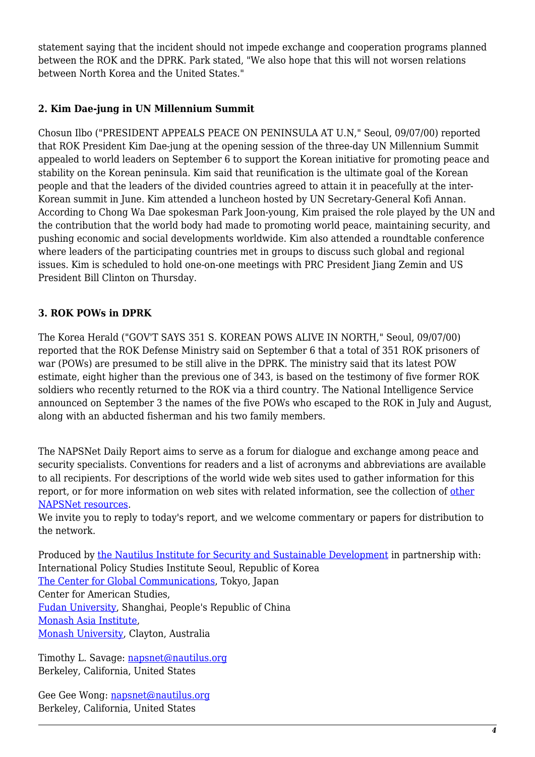statement saying that the incident should not impede exchange and cooperation programs planned between the ROK and the DPRK. Park stated, "We also hope that this will not worsen relations between North Korea and the United States."

### 2. Kim Dae-jung in UN Millennium Summit

Chosun Ilbo ("PRESIDENT APPEALS PEACE ON PENINSULA AT U.N," Seoul, 09/07/00) reported that ROK President Kim Dae-jung at the opening session of the three-day UN Millennium Summit appealed to world leaders on September 6 to support the Korean initiative for promoting peace and stability on the Korean peninsula. Kim said that reunification is the ultimate goal of the Korean people and that the leaders of the divided countries agreed to attain it in peacefully at the inter-Korean summit in June. Kim attended a luncheon hosted by UN Secretary-General Kofi Annan. According to Chong Wa Dae spokesman Park Joon-young, Kim praised the role played by the UN and the contribution that the world body had made to promoting world peace, maintaining security, and pushing economic and social developments worldwide. Kim also attended a roundtable conference where leaders of the participating countries met in groups to discuss such global and regional issues. Kim is scheduled to hold one-on-one meetings with PRC President Jiang Zemin and US President Bill Clinton on Thursday.

### 3. ROK POWs in DPRK

The Korea Herald ("GOV'T SAYS 351 S. KOREAN POWS ALIVE IN NORTH," Seoul, 09/07/00) reported that the ROK Defense Ministry said on September 6 that a total of 351 ROK prisoners of war (POWs) are presumed to be still alive in the DPRK. The ministry said that its latest POW estimate, eight higher than the previous one of 343, is based on the testimony of five former ROK soldiers who recently returned to the ROK via a third country. The National Intelligence Service announced on September 3 the names of the five POWs who escaped to the ROK in July and August, along with an abducted fisherman and his two family members.

The NAPSNet Daily Report aims to serve as a forum for dialogue and exchange among peace and security specialists. Conventions for readers and a list of acronyms and abbreviations are available to all recipients. For descriptions of the world wide web sites used to gather information for this report, or for more information on web sites with related information, see the collection of other NAPSNet resources.
We invite you to reply to today's report, and we welcome commentary or papers for distribution to the network.

Produced by the Nautilus Institute for Security and Sustainable Development in partnership with:
International Policy Studies Institute Seoul, Republic of Korea
The Center for Global Communications, Tokyo, Japan
Center for American Studies,
Fudan University, Shanghai, People's Republic of China
Monash Asia Institute,
Monash University, Clayton, Australia

Timothy L. Savage: napsnet@nautilus.org
Berkeley, California, United States

Gee Gee Wong: napsnet@nautilus.org
Berkeley, California, United States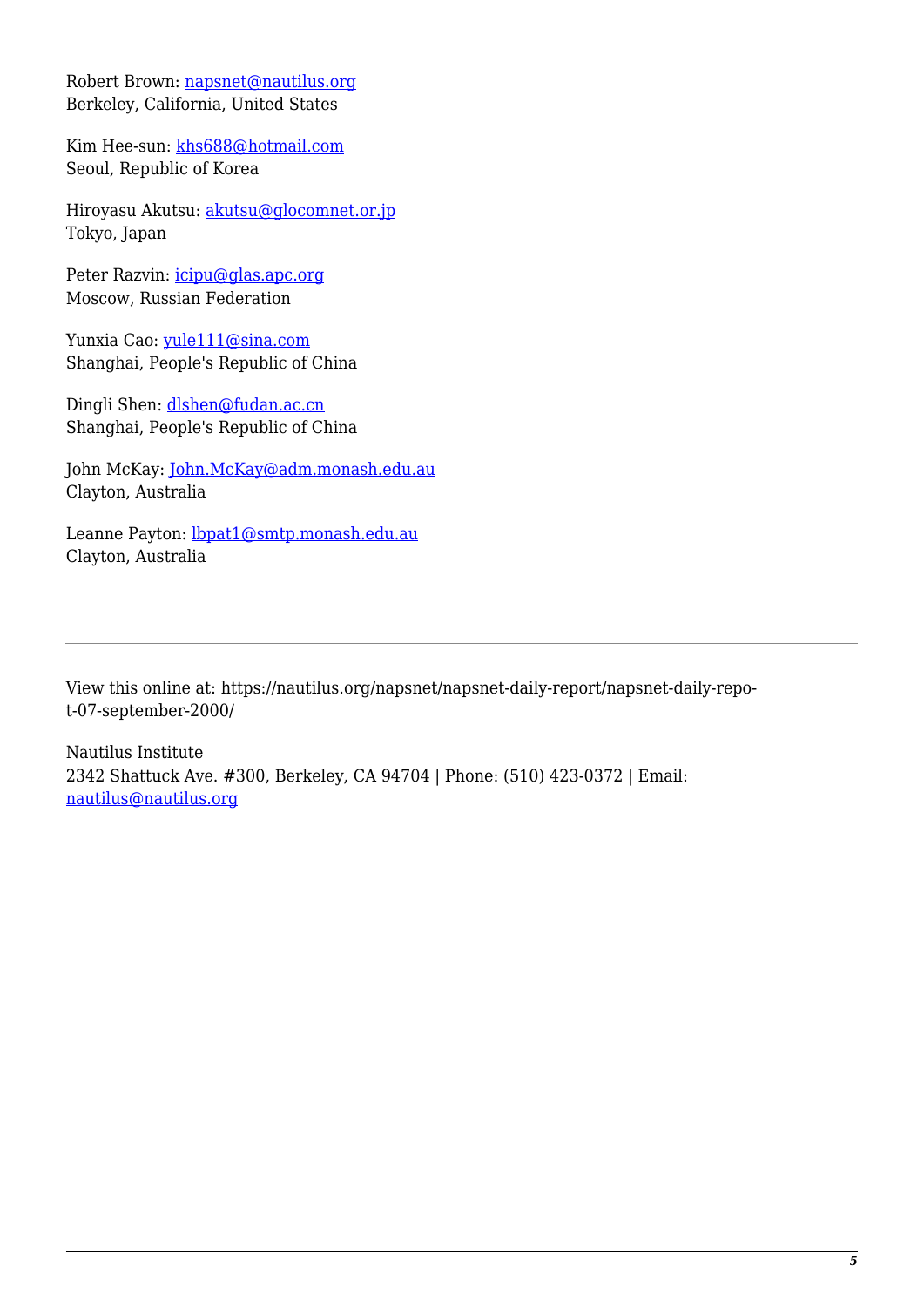Robert Brown: napsnet@nautilus.org
Berkeley, California, United States

Kim Hee-sun: khs688@hotmail.com
Seoul, Republic of Korea

Hiroyasu Akutsu: akutsu@glocomnet.or.jp
Tokyo, Japan

Peter Razvin: icipu@glas.apc.org
Moscow, Russian Federation

Yunxia Cao: yule111@sina.com
Shanghai, People's Republic of China

Dingli Shen: dlshen@fudan.ac.cn
Shanghai, People's Republic of China

John McKay: John.McKay@adm.monash.edu.au
Clayton, Australia

Leanne Payton: lbpat1@smtp.monash.edu.au
Clayton, Australia

---

View this online at: https://nautilus.org/napsnet/napsnet-daily-report/napsnet-daily-report-07-september-2000/

Nautilus Institute
2342 Shattuck Ave. #300, Berkeley, CA 94704 | Phone: (510) 423-0372 | Email: nautilus@nautilus.org